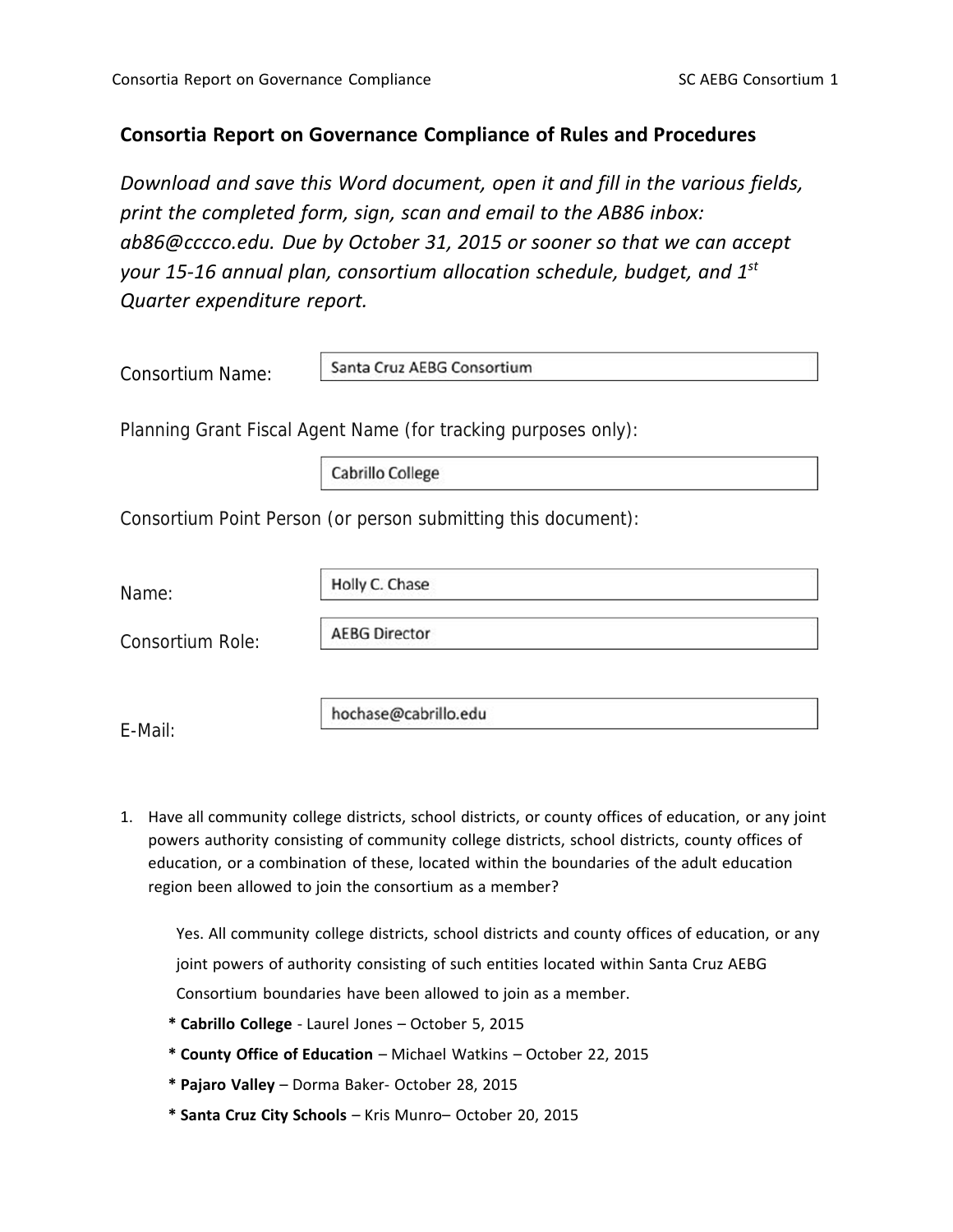## Consortia Report on Governance Compliance of Rules and Procedures

*Download and save this Word document, open it and fill in the various fields, print the completed form, sign, scan and email to the AB86 inbox: ab86@cccco.edu. Due by October 31, 2015 or sooner so that we can accept your 15-16 annual plan, consortium allocation schedule, budget, and 1st Quarter expenditure report.*

Consortium Name: Santa Cruz AEBG Consortium

Planning Grant Fiscal Agent Name (for tracking purposes only): Cabrillo College

Consortium Point Person (or person submitting this document):

Name: Holly C. Chase

Consortium Role: AEBG Director

E-Mail: hochase@cabrillo.edu

1. Have all community college districts, school districts, or county offices of education, or any joint powers authority consisting of community college districts, school districts, county offices of education, or a combination of these, located within the boundaries of the adult education region been allowed to join the consortium as a member?

   Yes. All community college districts, school districts and county offices of education, or any joint powers of authority consisting of such entities located within Santa Cruz AEBG Consortium boundaries have been allowed to join as a member.

   * **Cabrillo College** - Laurel Jones – October 5, 2015
   * **County Office of Education** – Michael Watkins – October 22, 2015
   * **Pajaro Valley** – Dorma Baker- October 28, 2015
   * **Santa Cruz City Schools** – Kris Munro– October 20, 2015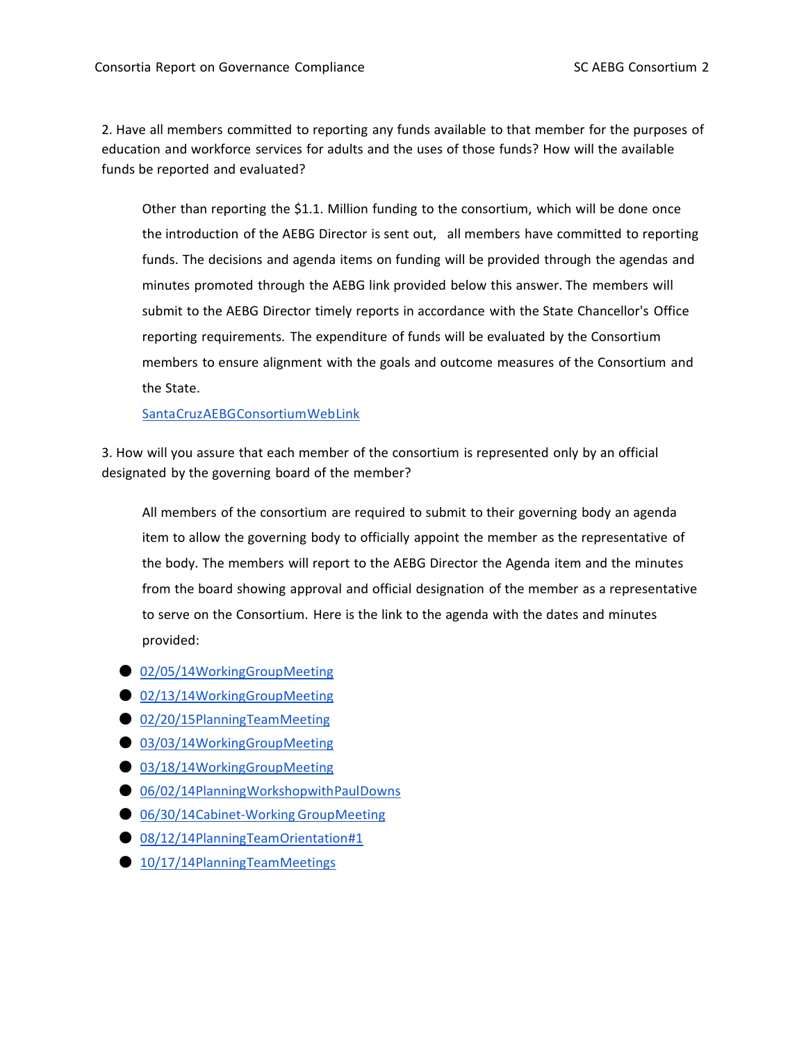2. Have all members committed to reporting any funds available to that member for the purposes of education and workforce services for adults and the uses of those funds? How will the available funds be reported and evaluated?

Other than reporting the $1.1. Million funding to the consortium, which will be done once the introduction of the AEBG Director is sent out, all members have committed to reporting funds. The decisions and agenda items on funding will be provided through the agendas and minutes promoted through the AEBG link provided below this answer. The members will submit to the AEBG Director timely reports in accordance with the State Chancellor's Office reporting requirements. The expenditure of funds will be evaluated by the Consortium members to ensure alignment with the goals and outcome measures of the Consortium and the State.

SantaCruzAEBGConsortiumWebLink

3. How will you assure that each member of the consortium is represented only by an official designated by the governing board of the member?

All members of the consortium are required to submit to their governing body an agenda item to allow the governing body to officially appoint the member as the representative of the body. The members will report to the AEBG Director the Agenda item and the minutes from the board showing approval and official designation of the member as a representative to serve on the Consortium. Here is the link to the agenda with the dates and minutes provided:

- 02/05/14WorkingGroupMeeting
- 02/13/14WorkingGroupMeeting
- 02/20/15PlanningTeamMeeting
- 03/03/14WorkingGroupMeeting
- 03/18/14WorkingGroupMeeting
- 06/02/14PlanningWorkshopwithPaulDowns
- 06/30/14Cabinet-Working GroupMeeting
- 08/12/14PlanningTeamOrientation#1
- 10/17/14PlanningTeamMeetings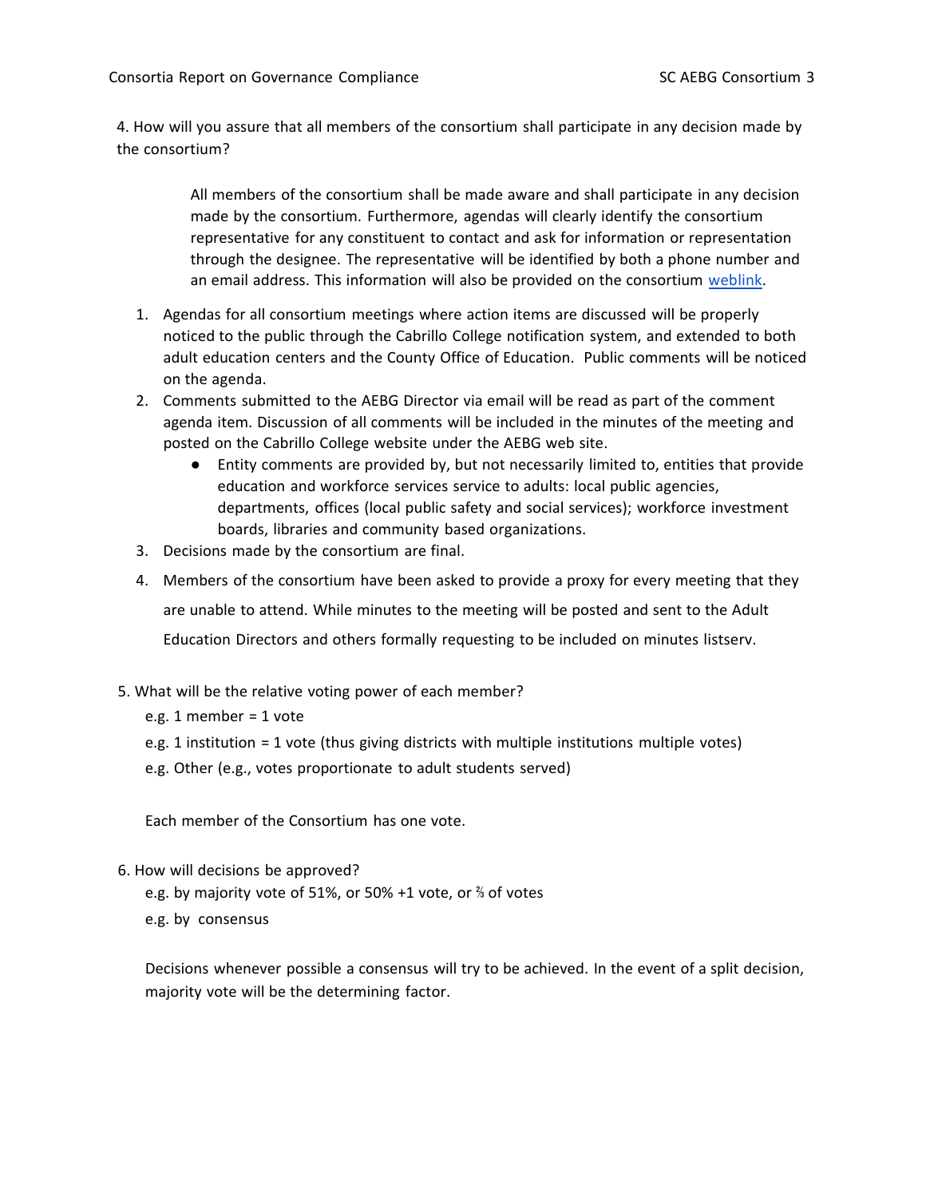4. How will you assure that all members of the consortium shall participate in any decision made by the consortium?

> All members of the consortium shall be made aware and shall participate in any decision made by the consortium. Furthermore, agendas will clearly identify the consortium representative for any constituent to contact and ask for information or representation through the designee. The representative will be identified by both a phone number and an email address. This information will also be provided on the consortium weblink.

1. Agendas for all consortium meetings where action items are discussed will be properly noticed to the public through the Cabrillo College notification system, and extended to both adult education centers and the County Office of Education. Public comments will be noticed on the agenda.
2. Comments submitted to the AEBG Director via email will be read as part of the comment agenda item. Discussion of all comments will be included in the minutes of the meeting and posted on the Cabrillo College website under the AEBG web site.
   - Entity comments are provided by, but not necessarily limited to, entities that provide education and workforce services service to adults: local public agencies, departments, offices (local public safety and social services); workforce investment boards, libraries and community based organizations.
3. Decisions made by the consortium are final.
4. Members of the consortium have been asked to provide a proxy for every meeting that they are unable to attend. While minutes to the meeting will be posted and sent to the Adult Education Directors and others formally requesting to be included on minutes listserv.

5. What will be the relative voting power of each member?

e.g. 1 member = 1 vote

e.g. 1 institution = 1 vote (thus giving districts with multiple institutions multiple votes)

e.g. Other (e.g., votes proportionate to adult students served)

Each member of the Consortium has one vote.

6. How will decisions be approved?

e.g. by majority vote of 51%, or 50% +1 vote, or ⅔ of votes

e.g. by consensus

Decisions whenever possible a consensus will try to be achieved. In the event of a split decision, majority vote will be the determining factor.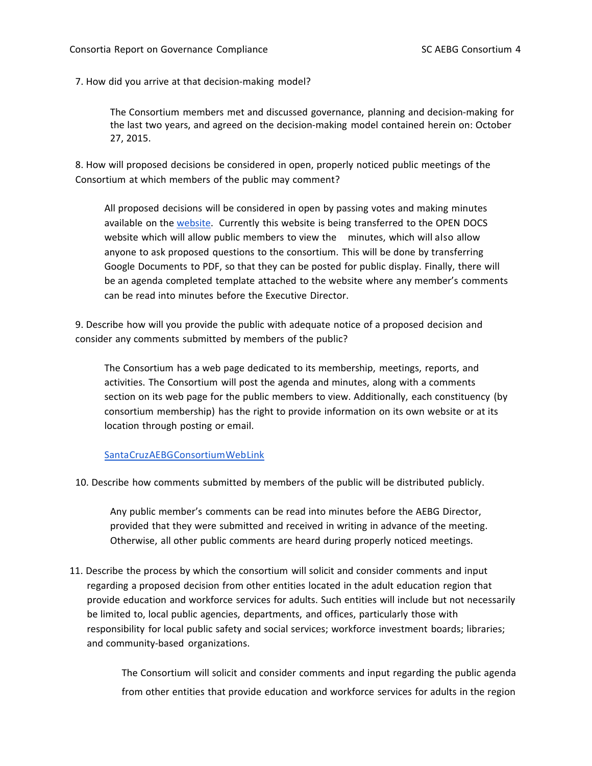7. How did you arrive at that decision-making model?

The Consortium members met and discussed governance, planning and decision-making for the last two years, and agreed on the decision-making model contained herein on: October 27, 2015.

8. How will proposed decisions be considered in open, properly noticed public meetings of the Consortium at which members of the public may comment?

All proposed decisions will be considered in open by passing votes and making minutes available on the website. Currently this website is being transferred to the OPEN DOCS website which will allow public members to view the minutes, which will also allow anyone to ask proposed questions to the consortium. This will be done by transferring Google Documents to PDF, so that they can be posted for public display. Finally, there will be an agenda completed template attached to the website where any member's comments can be read into minutes before the Executive Director.

9. Describe how will you provide the public with adequate notice of a proposed decision and consider any comments submitted by members of the public?

The Consortium has a web page dedicated to its membership, meetings, reports, and activities. The Consortium will post the agenda and minutes, along with a comments section on its web page for the public members to view. Additionally, each constituency (by consortium membership) has the right to provide information on its own website or at its location through posting or email.

SantaCruzAEBGConsortiumWebLink

10. Describe how comments submitted by members of the public will be distributed publicly.

Any public member's comments can be read into minutes before the AEBG Director, provided that they were submitted and received in writing in advance of the meeting. Otherwise, all other public comments are heard during properly noticed meetings.

11. Describe the process by which the consortium will solicit and consider comments and input regarding a proposed decision from other entities located in the adult education region that provide education and workforce services for adults. Such entities will include but not necessarily be limited to, local public agencies, departments, and offices, particularly those with responsibility for local public safety and social services; workforce investment boards; libraries; and community-based organizations.

The Consortium will solicit and consider comments and input regarding the public agenda from other entities that provide education and workforce services for adults in the region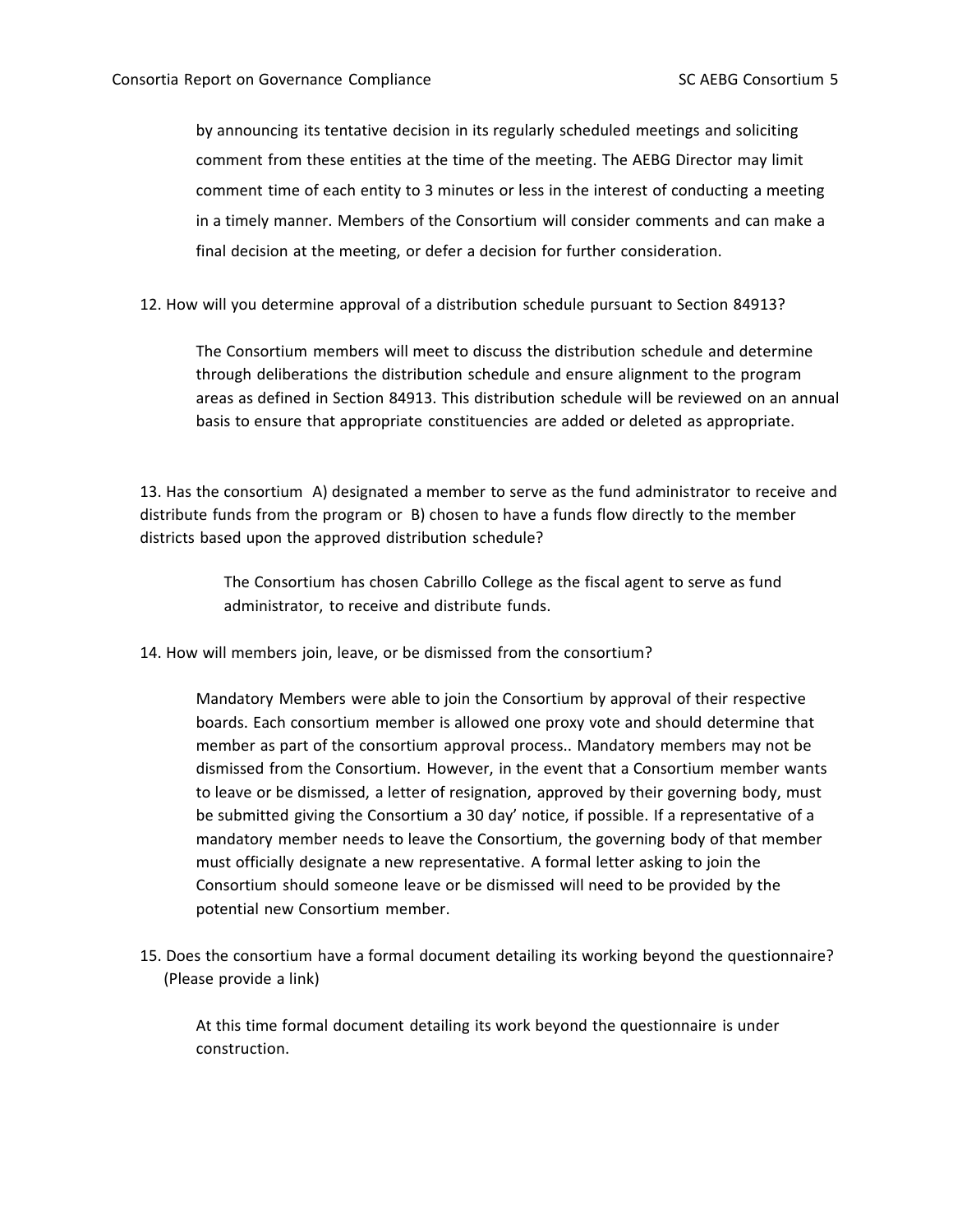by announcing its tentative decision in its regularly scheduled meetings and soliciting comment from these entities at the time of the meeting. The AEBG Director may limit comment time of each entity to 3 minutes or less in the interest of conducting a meeting in a timely manner. Members of the Consortium will consider comments and can make a final decision at the meeting, or defer a decision for further consideration.

12. How will you determine approval of a distribution schedule pursuant to Section 84913?

The Consortium members will meet to discuss the distribution schedule and determine through deliberations the distribution schedule and ensure alignment to the program areas as defined in Section 84913. This distribution schedule will be reviewed on an annual basis to ensure that appropriate constituencies are added or deleted as appropriate.

13. Has the consortium A) designated a member to serve as the fund administrator to receive and distribute funds from the program or B) chosen to have a funds flow directly to the member districts based upon the approved distribution schedule?

The Consortium has chosen Cabrillo College as the fiscal agent to serve as fund administrator, to receive and distribute funds.

14. How will members join, leave, or be dismissed from the consortium?

Mandatory Members were able to join the Consortium by approval of their respective boards. Each consortium member is allowed one proxy vote and should determine that member as part of the consortium approval process.. Mandatory members may not be dismissed from the Consortium. However, in the event that a Consortium member wants to leave or be dismissed, a letter of resignation, approved by their governing body, must be submitted giving the Consortium a 30 day' notice, if possible. If a representative of a mandatory member needs to leave the Consortium, the governing body of that member must officially designate a new representative. A formal letter asking to join the Consortium should someone leave or be dismissed will need to be provided by the potential new Consortium member.

15. Does the consortium have a formal document detailing its working beyond the questionnaire? (Please provide a link)

At this time formal document detailing its work beyond the questionnaire is under construction.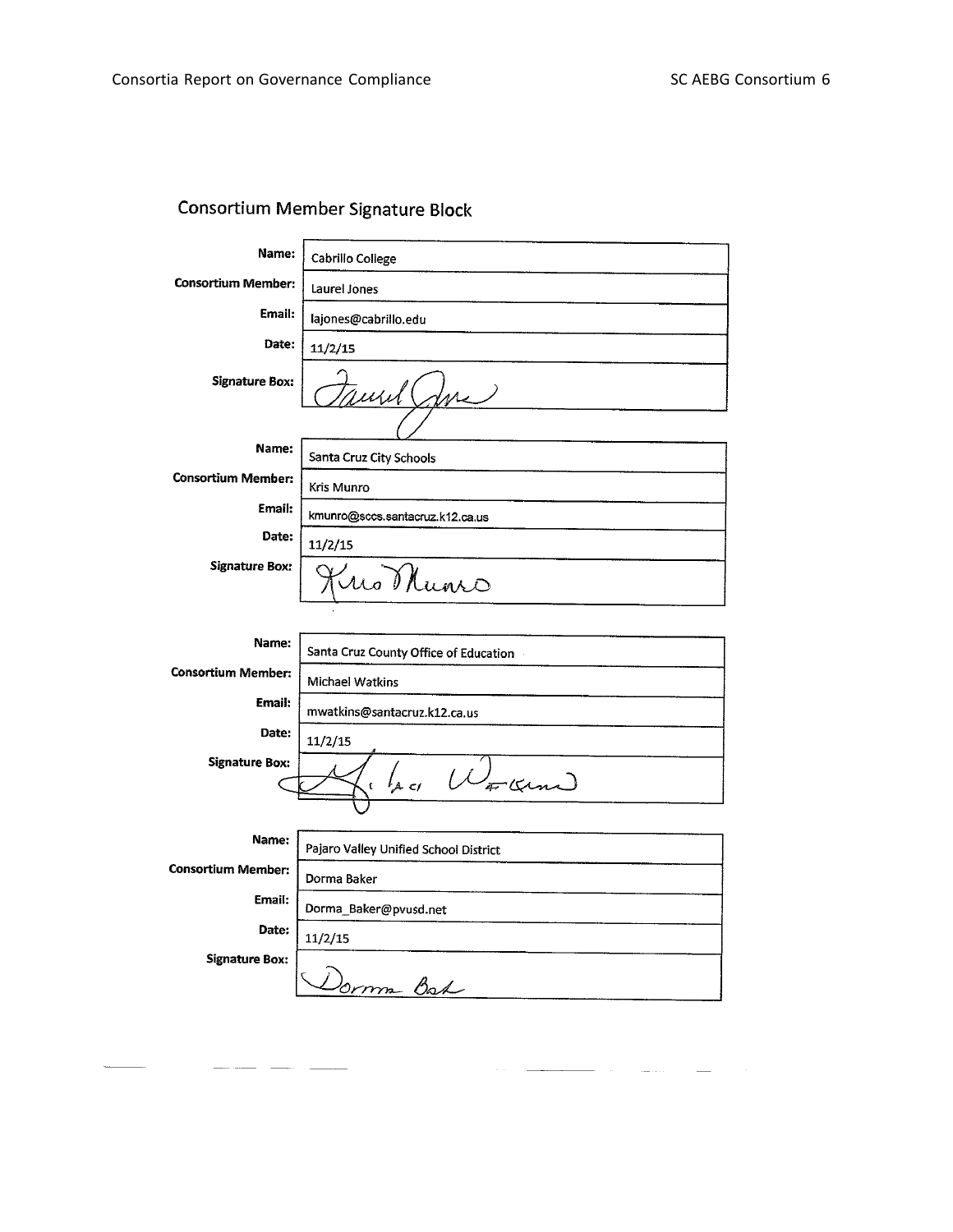## Consortium Member Signature Block

| | |
|---|---|
| **Name:** | Cabrillo College |
| **Consortium Member:** | Laurel Jones |
| **Email:** | lajones@cabrillo.edu |
| **Date:** | 11/2/15 |
| **Signature Box:** | Laurel Jones |

| | |
|---|---|
| **Name:** | Santa Cruz City Schools |
| **Consortium Member:** | Kris Munro |
| **Email:** | kmunro@sccs.santacruz.k12.ca.us |
| **Date:** | 11/2/15 |
| **Signature Box:** | Kris Munro |

| | |
|---|---|
| **Name:** | Santa Cruz County Office of Education |
| **Consortium Member:** | Michael Watkins |
| **Email:** | mwatkins@santacruz.k12.ca.us |
| **Date:** | 11/2/15 |
| **Signature Box:** | Michael Watkins |

| | |
|---|---|
| **Name:** | Pajaro Valley Unified School District |
| **Consortium Member:** | Dorma Baker |
| **Email:** | Dorma_Baker@pvusd.net |
| **Date:** | 11/2/15 |
| **Signature Box:** | Dorma Baker |